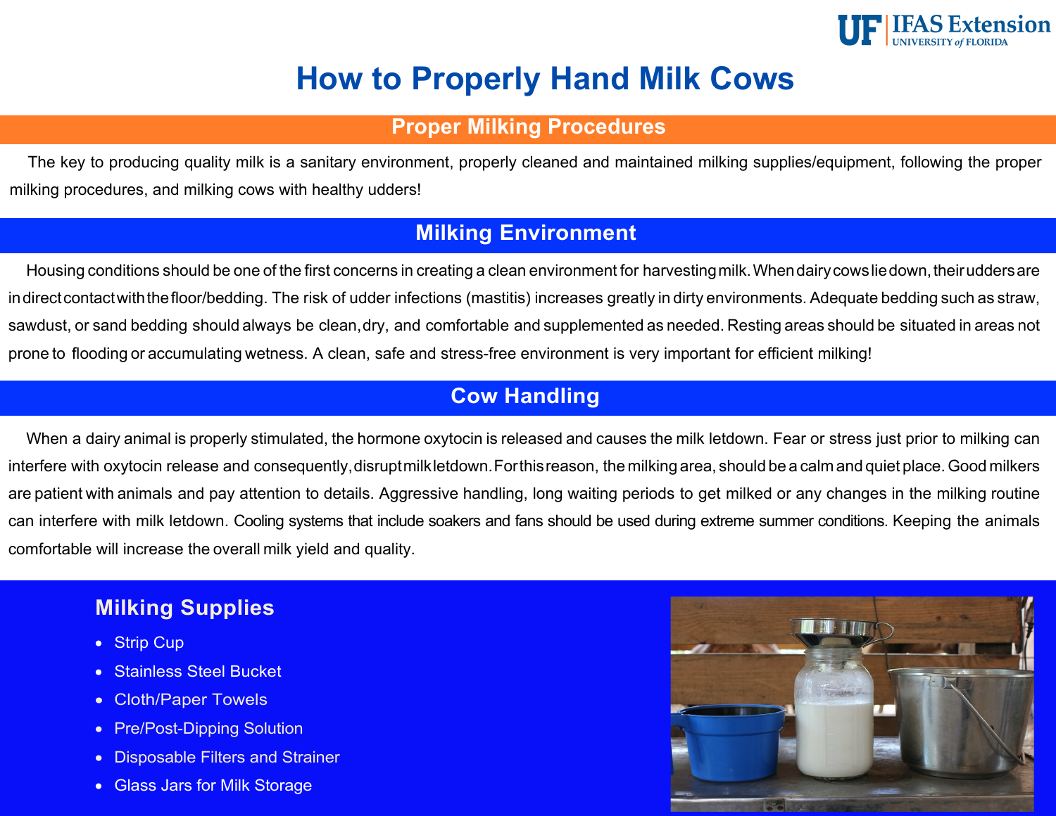# How to Properly Hand Milk Cows

## Proper Milking Procedures

The key to producing quality milk is a sanitary environment, properly cleaned and maintained milking supplies/equipment, following the proper milking procedures, and milking cows with healthy udders!

## Milking Environment

Housing conditions should be one of the first concerns in creating a clean environment for harvesting milk. When dairy cows lie down, their udders are in direct contact with the floor/bedding. The risk of udder infections (mastitis) increases greatly in dirty environments. Adequate bedding such as straw, sawdust, or sand bedding should always be clean, dry, and comfortable and supplemented as needed. Resting areas should be situated in areas not prone to flooding or accumulating wetness. A clean, safe and stress-free environment is very important for efficient milking!

## Cow Handling

When a dairy animal is properly stimulated, the hormone oxytocin is released and causes the milk letdown. Fear or stress just prior to milking can interfere with oxytocin release and consequently, disrupt milk letdown. For this reason, the milking area, should be a calm and quiet place. Good milkers are patient with animals and pay attention to details. Aggressive handling, long waiting periods to get milked or any changes in the milking routine can interfere with milk letdown. Cooling systems that include soakers and fans should be used during extreme summer conditions. Keeping the animals comfortable will increase the overall milk yield and quality.

### Milking Supplies

- Strip Cup
- Stainless Steel Bucket
- Cloth/Paper Towels
- Pre/Post-Dipping Solution
- Disposable Filters and Strainer
- Glass Jars for Milk Storage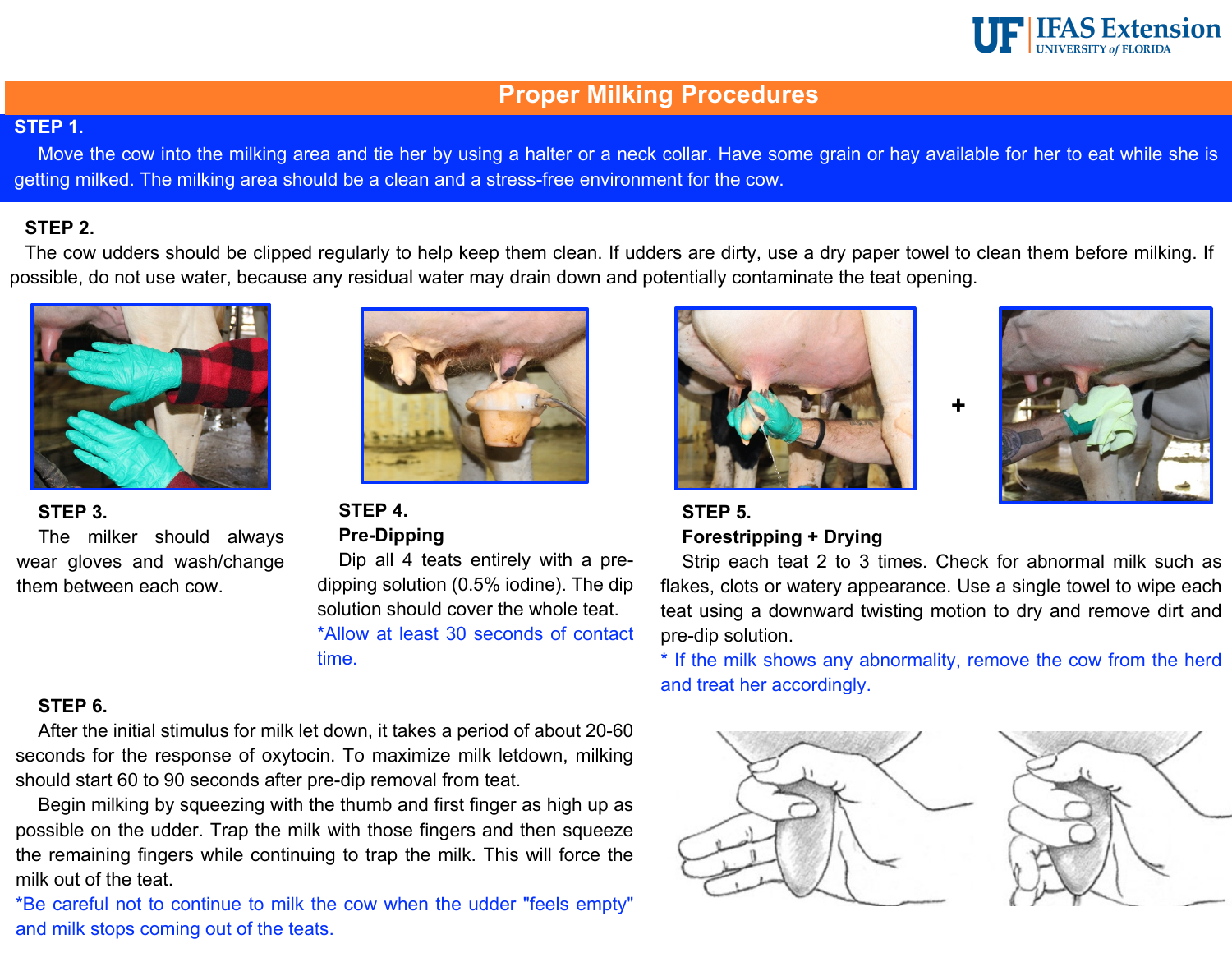## Proper Milking Procedures

**STEP 1.**

Move the cow into the milking area and tie her by using a halter or a neck collar. Have some grain or hay available for her to eat while she is getting milked. The milking area should be a clean and a stress-free environment for the cow.

**STEP 2.**

The cow udders should be clipped regularly to help keep them clean. If udders are dirty, use a dry paper towel to clean them before milking. If possible, do not use water, because any residual water may drain down and potentially contaminate the teat opening.

**STEP 3.**

The milker should always wear gloves and wash/change them between each cow.

**STEP 4.**
**Pre-Dipping**

Dip all 4 teats entirely with a pre-dipping solution (0.5% iodine). The dip solution should cover the whole teat.

*Allow at least 30 seconds of contact time.

**STEP 5.**
**Forestripping + Drying**

Strip each teat 2 to 3 times. Check for abnormal milk such as flakes, clots or watery appearance. Use a single towel to wipe each teat using a downward twisting motion to dry and remove dirt and pre-dip solution.

* If the milk shows any abnormality, remove the cow from the herd and treat her accordingly.

**STEP 6.**

After the initial stimulus for milk let down, it takes a period of about 20-60 seconds for the response of oxytocin. To maximize milk letdown, milking should start 60 to 90 seconds after pre-dip removal from teat.

Begin milking by squeezing with the thumb and first finger as high up as possible on the udder. Trap the milk with those fingers and then squeeze the remaining fingers while continuing to trap the milk. This will force the milk out of the teat.

*Be careful not to continue to milk the cow when the udder "feels empty" and milk stops coming out of the teats.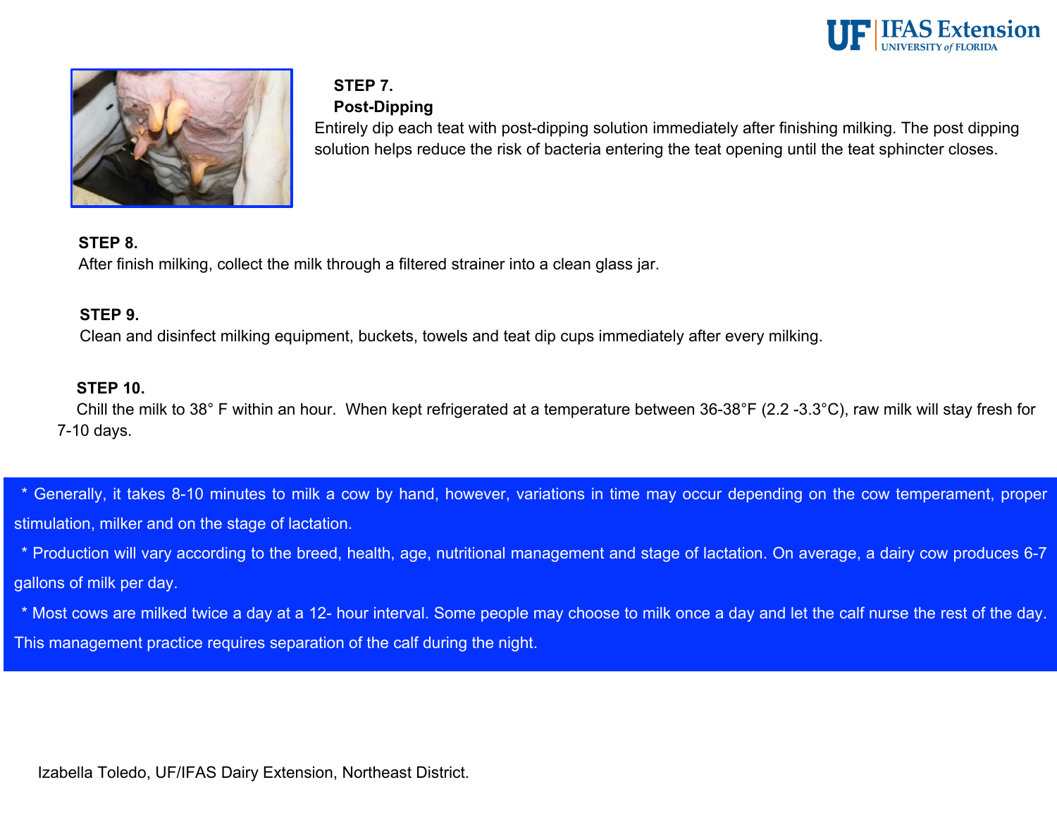**STEP 7.**
**Post-Dipping**

Entirely dip each teat with post-dipping solution immediately after finishing milking. The post dipping solution helps reduce the risk of bacteria entering the teat opening until the teat sphincter closes.

**STEP 8.**

After finish milking, collect the milk through a filtered strainer into a clean glass jar.

**STEP 9.**

Clean and disinfect milking equipment, buckets, towels and teat dip cups immediately after every milking.

**STEP 10.**

Chill the milk to 38° F within an hour. When kept refrigerated at a temperature between 36-38°F (2.2 -3.3°C), raw milk will stay fresh for 7-10 days.

* Generally, it takes 8-10 minutes to milk a cow by hand, however, variations in time may occur depending on the cow temperament, proper stimulation, milker and on the stage of lactation.
* Production will vary according to the breed, health, age, nutritional management and stage of lactation. On average, a dairy cow produces 6-7 gallons of milk per day.
* Most cows are milked twice a day at a 12- hour interval. Some people may choose to milk once a day and let the calf nurse the rest of the day. This management practice requires separation of the calf during the night.

Izabella Toledo, UF/IFAS Dairy Extension, Northeast District.